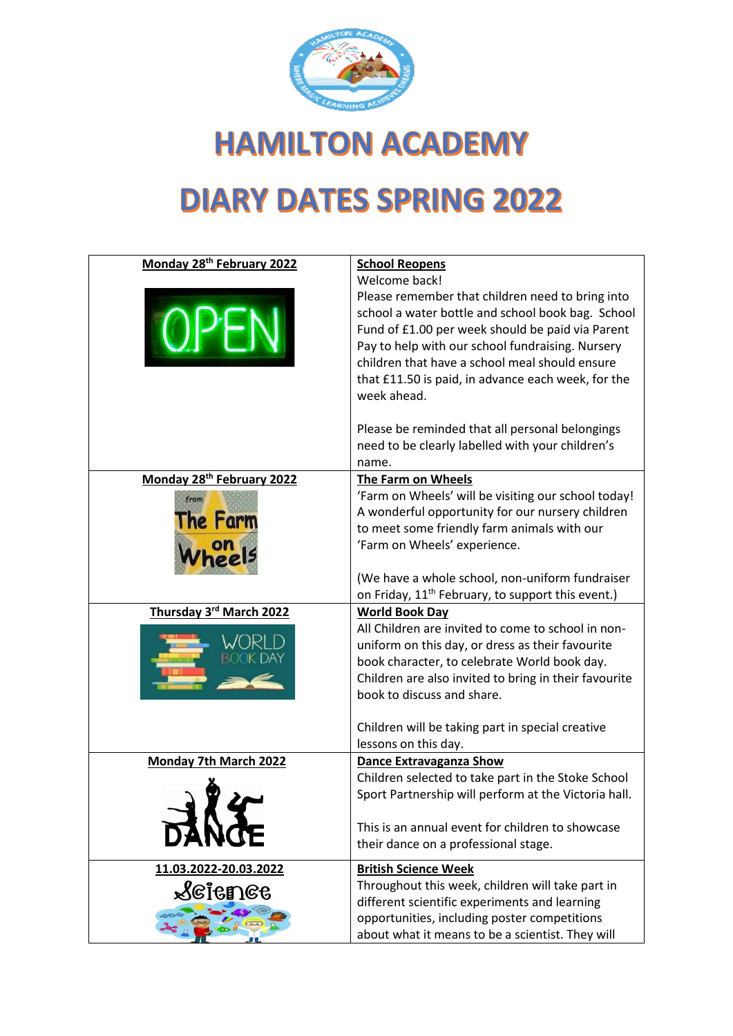# HAMILTON ACADEMY

# DIARY DATES SPRING 2022

| Monday 28th February 2022 | **School Reopens**<br>Welcome back!<br>Please remember that children need to bring into school a water bottle and school book bag. School Fund of £1.00 per week should be paid via Parent Pay to help with our school fundraising. Nursery children that have a school meal should ensure that £11.50 is paid, in advance each week, for the week ahead.<br><br>Please be reminded that all personal belongings need to be clearly labelled with your children's name. |
|---|---|
| **Monday 28th February 2022** | **The Farm on Wheels**<br>'Farm on Wheels' will be visiting our school today! A wonderful opportunity for our nursery children to meet some friendly farm animals with our 'Farm on Wheels' experience.<br><br>(We have a whole school, non-uniform fundraiser on Friday, 11th February, to support this event.) |
| **Thursday 3rd March 2022** | **World Book Day**<br>All Children are invited to come to school in non-uniform on this day, or dress as their favourite book character, to celebrate World book day. Children are also invited to bring in their favourite book to discuss and share.<br><br>Children will be taking part in special creative lessons on this day. |
| **Monday 7th March 2022** | **Dance Extravaganza Show**<br>Children selected to take part in the Stoke School Sport Partnership will perform at the Victoria hall.<br><br>This is an annual event for children to showcase their dance on a professional stage. |
| **11.03.2022-20.03.2022** | **British Science Week**<br>Throughout this week, children will take part in different scientific experiments and learning opportunities, including poster competitions about what it means to be a scientist. They will |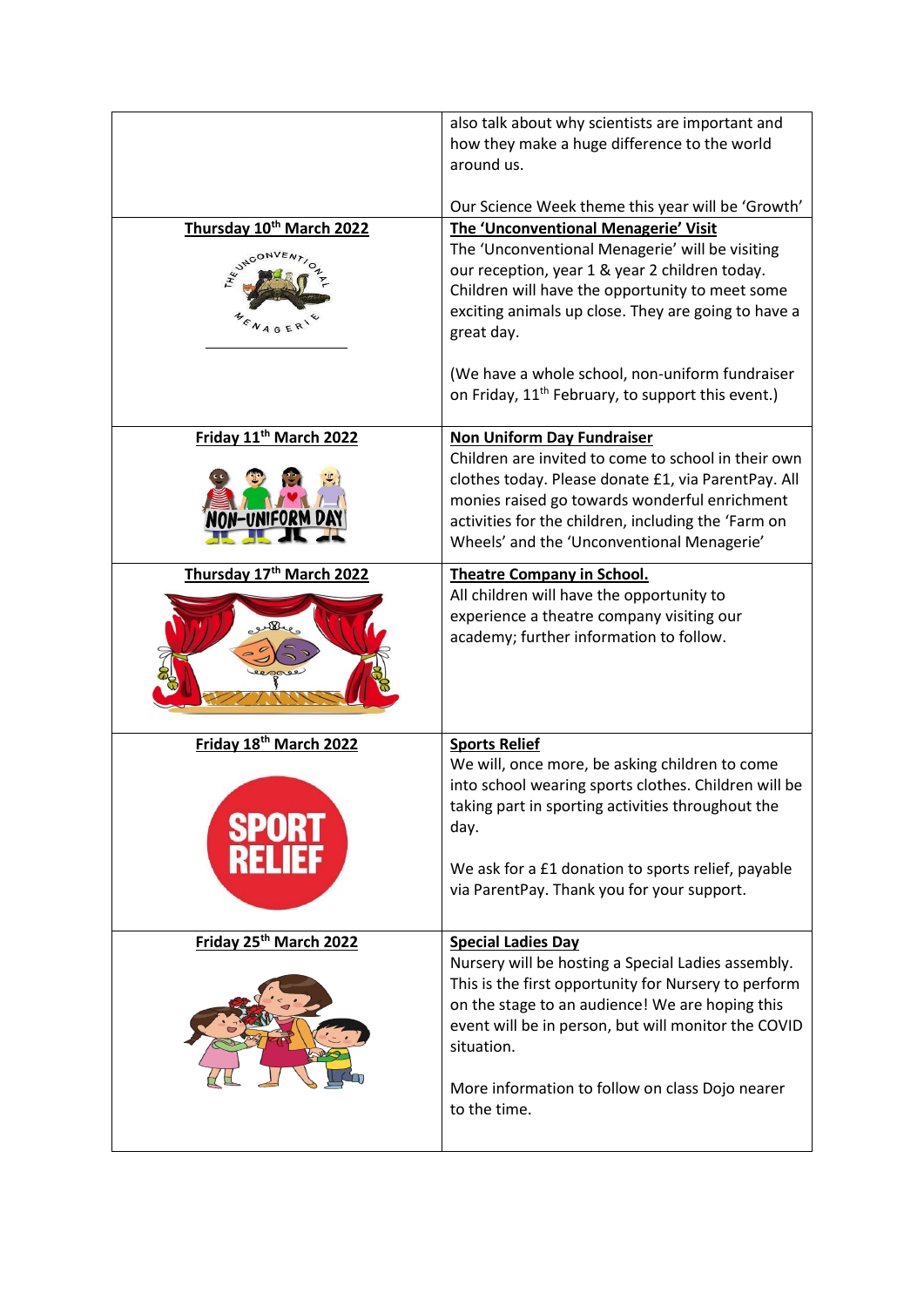| | |
|---|---|
| | also talk about why scientists are important and how they make a huge difference to the world around us.<br><br>Our Science Week theme this year will be 'Growth' |
| **Thursday 10th March 2022** | **The 'Unconventional Menagerie' Visit**<br>The 'Unconventional Menagerie' will be visiting our reception, year 1 & year 2 children today. Children will have the opportunity to meet some exciting animals up close. They are going to have a great day.<br><br>(We have a whole school, non-uniform fundraiser on Friday, 11th February, to support this event.) |
| **Friday 11th March 2022** | **Non Uniform Day Fundraiser**<br>Children are invited to come to school in their own clothes today. Please donate £1, via ParentPay. All monies raised go towards wonderful enrichment activities for the children, including the 'Farm on Wheels' and the 'Unconventional Menagerie' |
| **Thursday 17th March 2022** | **Theatre Company in School.**<br>All children will have the opportunity to experience a theatre company visiting our academy; further information to follow. |
| **Friday 18th March 2022** | **Sports Relief**<br>We will, once more, be asking children to come into school wearing sports clothes. Children will be taking part in sporting activities throughout the day.<br><br>We ask for a £1 donation to sports relief, payable via ParentPay. Thank you for your support. |
| **Friday 25th March 2022** | **Special Ladies Day**<br>Nursery will be hosting a Special Ladies assembly. This is the first opportunity for Nursery to perform on the stage to an audience! We are hoping this event will be in person, but will monitor the COVID situation.<br><br>More information to follow on class Dojo nearer to the time. |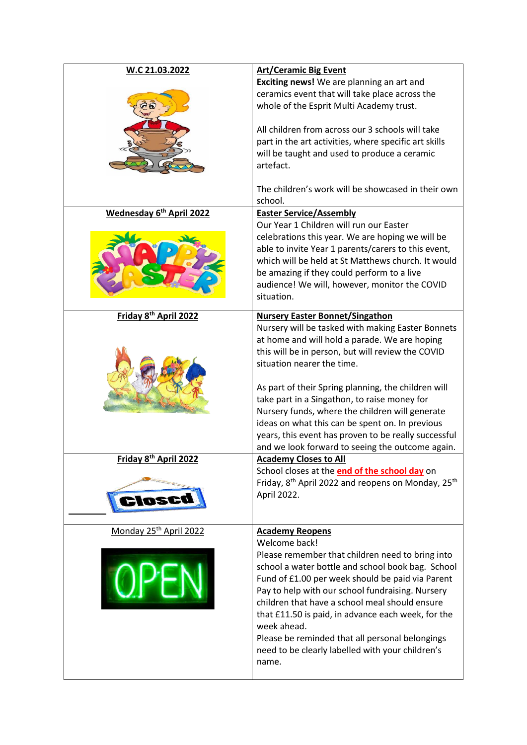| | |
|---|---|
| **W.C 21.03.2022** | **Art/Ceramic Big Event**<br>**Exciting news!** We are planning an art and ceramics event that will take place across the whole of the Esprit Multi Academy trust.<br><br>All children from across our 3 schools will take part in the art activities, where specific art skills will be taught and used to produce a ceramic artefact.<br><br>The children's work will be showcased in their own school. |
| **Wednesday 6th April 2022** | **Easter Service/Assembly**<br>Our Year 1 Children will run our Easter celebrations this year. We are hoping we will be able to invite Year 1 parents/carers to this event, which will be held at St Matthews church. It would be amazing if they could perform to a live audience! We will, however, monitor the COVID situation. |
| **Friday 8th April 2022** | **Nursery Easter Bonnet/Singathon**<br>Nursery will be tasked with making Easter Bonnets at home and will hold a parade. We are hoping this will be in person, but will review the COVID situation nearer the time.<br><br>As part of their Spring planning, the children will take part in a Singathon, to raise money for Nursery funds, where the children will generate ideas on what this can be spent on. In previous years, this event has proven to be really successful and we look forward to seeing the outcome again. |
| **Friday 8th April 2022** | **Academy Closes to All**<br>School closes at the **end of the school day** on Friday, 8th April 2022 and reopens on Monday, 25th April 2022. |
| Monday 25th April 2022 | **Academy Reopens**<br>Welcome back!<br>Please remember that children need to bring into school a water bottle and school book bag. School Fund of £1.00 per week should be paid via Parent Pay to help with our school fundraising. Nursery children that have a school meal should ensure that £11.50 is paid, in advance each week, for the week ahead.<br>Please be reminded that all personal belongings need to be clearly labelled with your children's name. |